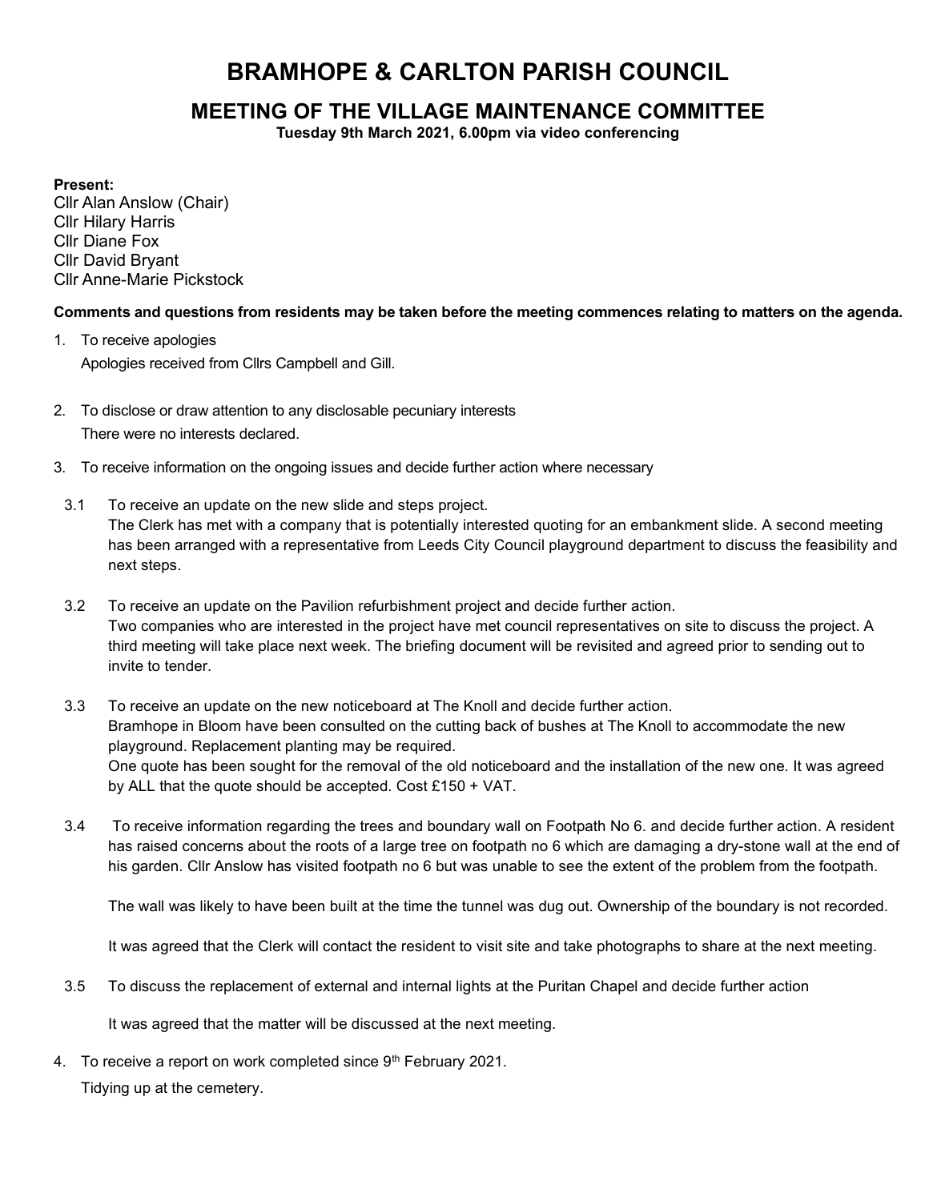# BRAMHOPE & CARLTON PARISH COUNCIL

## MEETING OF THE VILLAGE MAINTENANCE COMMITTEE

**Tuesday 9th March 2021, 6.00pm via video conferencing**

**Present:**
Cllr Alan Anslow (Chair)
Cllr Hilary Harris
Cllr Diane Fox
Cllr David Bryant
Cllr Anne-Marie Pickstock

**Comments and questions from residents may be taken before the meeting commences relating to matters on the agenda.**

1. To receive apologies
   Apologies received from Cllrs Campbell and Gill.

2. To disclose or draw attention to any disclosable pecuniary interests
   There were no interests declared.

3. To receive information on the ongoing issues and decide further action where necessary

   3.1 To receive an update on the new slide and steps project.
   The Clerk has met with a company that is potentially interested quoting for an embankment slide. A second meeting has been arranged with a representative from Leeds City Council playground department to discuss the feasibility and next steps.

   3.2 To receive an update on the Pavilion refurbishment project and decide further action.
   Two companies who are interested in the project have met council representatives on site to discuss the project. A third meeting will take place next week. The briefing document will be revisited and agreed prior to sending out to invite to tender.

   3.3 To receive an update on the new noticeboard at The Knoll and decide further action.
   Bramhope in Bloom have been consulted on the cutting back of bushes at The Knoll to accommodate the new playground. Replacement planting may be required.
   One quote has been sought for the removal of the old noticeboard and the installation of the new one. It was agreed by ALL that the quote should be accepted. Cost £150 + VAT.

   3.4 To receive information regarding the trees and boundary wall on Footpath No 6. and decide further action. A resident has raised concerns about the roots of a large tree on footpath no 6 which are damaging a dry-stone wall at the end of his garden. Cllr Anslow has visited footpath no 6 but was unable to see the extent of the problem from the footpath.

   The wall was likely to have been built at the time the tunnel was dug out. Ownership of the boundary is not recorded.

   It was agreed that the Clerk will contact the resident to visit site and take photographs to share at the next meeting.

   3.5 To discuss the replacement of external and internal lights at the Puritan Chapel and decide further action

   It was agreed that the matter will be discussed at the next meeting.

4. To receive a report on work completed since 9th February 2021.
   Tidying up at the cemetery.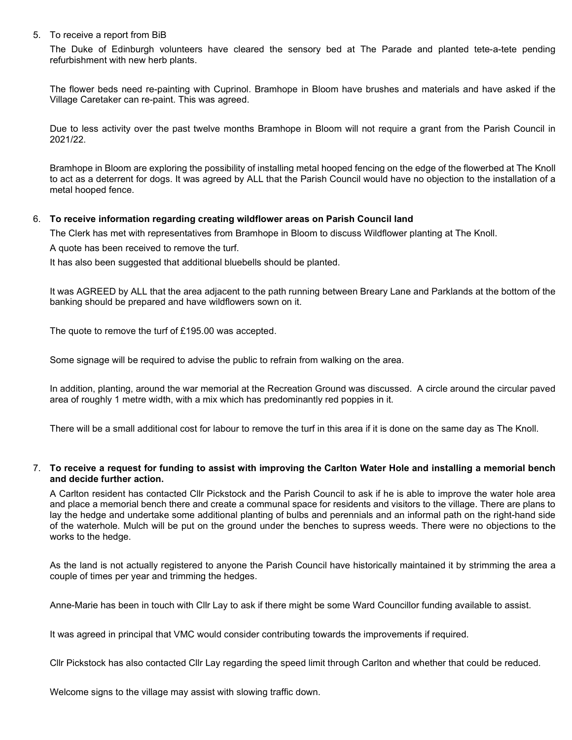5. To receive a report from BiB

The Duke of Edinburgh volunteers have cleared the sensory bed at The Parade and planted tete-a-tete pending refurbishment with new herb plants.

The flower beds need re-painting with Cuprinol. Bramhope in Bloom have brushes and materials and have asked if the Village Caretaker can re-paint. This was agreed.

Due to less activity over the past twelve months Bramhope in Bloom will not require a grant from the Parish Council in 2021/22.

Bramhope in Bloom are exploring the possibility of installing metal hooped fencing on the edge of the flowerbed at The Knoll to act as a deterrent for dogs. It was agreed by ALL that the Parish Council would have no objection to the installation of a metal hooped fence.

6. **To receive information regarding creating wildflower areas on Parish Council land**

The Clerk has met with representatives from Bramhope in Bloom to discuss Wildflower planting at The Knoll.

A quote has been received to remove the turf.

It has also been suggested that additional bluebells should be planted.

It was AGREED by ALL that the area adjacent to the path running between Breary Lane and Parklands at the bottom of the banking should be prepared and have wildflowers sown on it.

The quote to remove the turf of £195.00 was accepted.

Some signage will be required to advise the public to refrain from walking on the area.

In addition, planting, around the war memorial at the Recreation Ground was discussed. A circle around the circular paved area of roughly 1 metre width, with a mix which has predominantly red poppies in it.

There will be a small additional cost for labour to remove the turf in this area if it is done on the same day as The Knoll.

7. **To receive a request for funding to assist with improving the Carlton Water Hole and installing a memorial bench and decide further action.**

A Carlton resident has contacted Cllr Pickstock and the Parish Council to ask if he is able to improve the water hole area and place a memorial bench there and create a communal space for residents and visitors to the village. There are plans to lay the hedge and undertake some additional planting of bulbs and perennials and an informal path on the right-hand side of the waterhole. Mulch will be put on the ground under the benches to supress weeds. There were no objections to the works to the hedge.

As the land is not actually registered to anyone the Parish Council have historically maintained it by strimming the area a couple of times per year and trimming the hedges.

Anne-Marie has been in touch with Cllr Lay to ask if there might be some Ward Councillor funding available to assist.

It was agreed in principal that VMC would consider contributing towards the improvements if required.

Cllr Pickstock has also contacted Cllr Lay regarding the speed limit through Carlton and whether that could be reduced.

Welcome signs to the village may assist with slowing traffic down.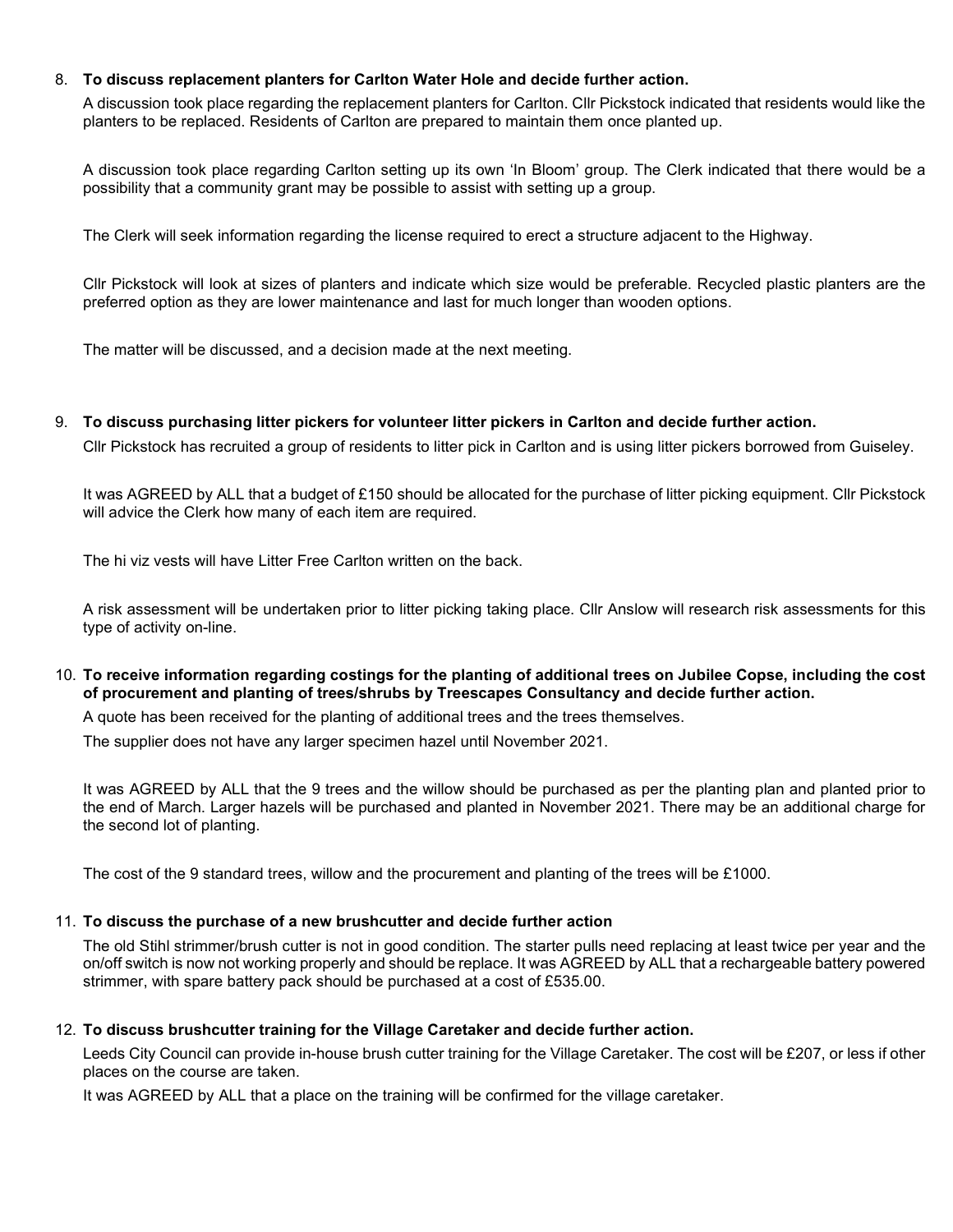8. **To discuss replacement planters for Carlton Water Hole and decide further action.**

   A discussion took place regarding the replacement planters for Carlton. Cllr Pickstock indicated that residents would like the planters to be replaced. Residents of Carlton are prepared to maintain them once planted up.

   A discussion took place regarding Carlton setting up its own 'In Bloom' group. The Clerk indicated that there would be a possibility that a community grant may be possible to assist with setting up a group.

   The Clerk will seek information regarding the license required to erect a structure adjacent to the Highway.

   Cllr Pickstock will look at sizes of planters and indicate which size would be preferable. Recycled plastic planters are the preferred option as they are lower maintenance and last for much longer than wooden options.

   The matter will be discussed, and a decision made at the next meeting.

9. **To discuss purchasing litter pickers for volunteer litter pickers in Carlton and decide further action.**

   Cllr Pickstock has recruited a group of residents to litter pick in Carlton and is using litter pickers borrowed from Guiseley.

   It was AGREED by ALL that a budget of £150 should be allocated for the purchase of litter picking equipment. Cllr Pickstock will advice the Clerk how many of each item are required.

   The hi viz vests will have Litter Free Carlton written on the back.

   A risk assessment will be undertaken prior to litter picking taking place. Cllr Anslow will research risk assessments for this type of activity on-line.

10. **To receive information regarding costings for the planting of additional trees on Jubilee Copse, including the cost of procurement and planting of trees/shrubs by Treescapes Consultancy and decide further action.**

    A quote has been received for the planting of additional trees and the trees themselves.

    The supplier does not have any larger specimen hazel until November 2021.

    It was AGREED by ALL that the 9 trees and the willow should be purchased as per the planting plan and planted prior to the end of March. Larger hazels will be purchased and planted in November 2021. There may be an additional charge for the second lot of planting.

    The cost of the 9 standard trees, willow and the procurement and planting of the trees will be £1000.

11. **To discuss the purchase of a new brushcutter and decide further action**

    The old Stihl strimmer/brush cutter is not in good condition. The starter pulls need replacing at least twice per year and the on/off switch is now not working properly and should be replace. It was AGREED by ALL that a rechargeable battery powered strimmer, with spare battery pack should be purchased at a cost of £535.00.

12. **To discuss brushcutter training for the Village Caretaker and decide further action.**

    Leeds City Council can provide in-house brush cutter training for the Village Caretaker. The cost will be £207, or less if other places on the course are taken.

    It was AGREED by ALL that a place on the training will be confirmed for the village caretaker.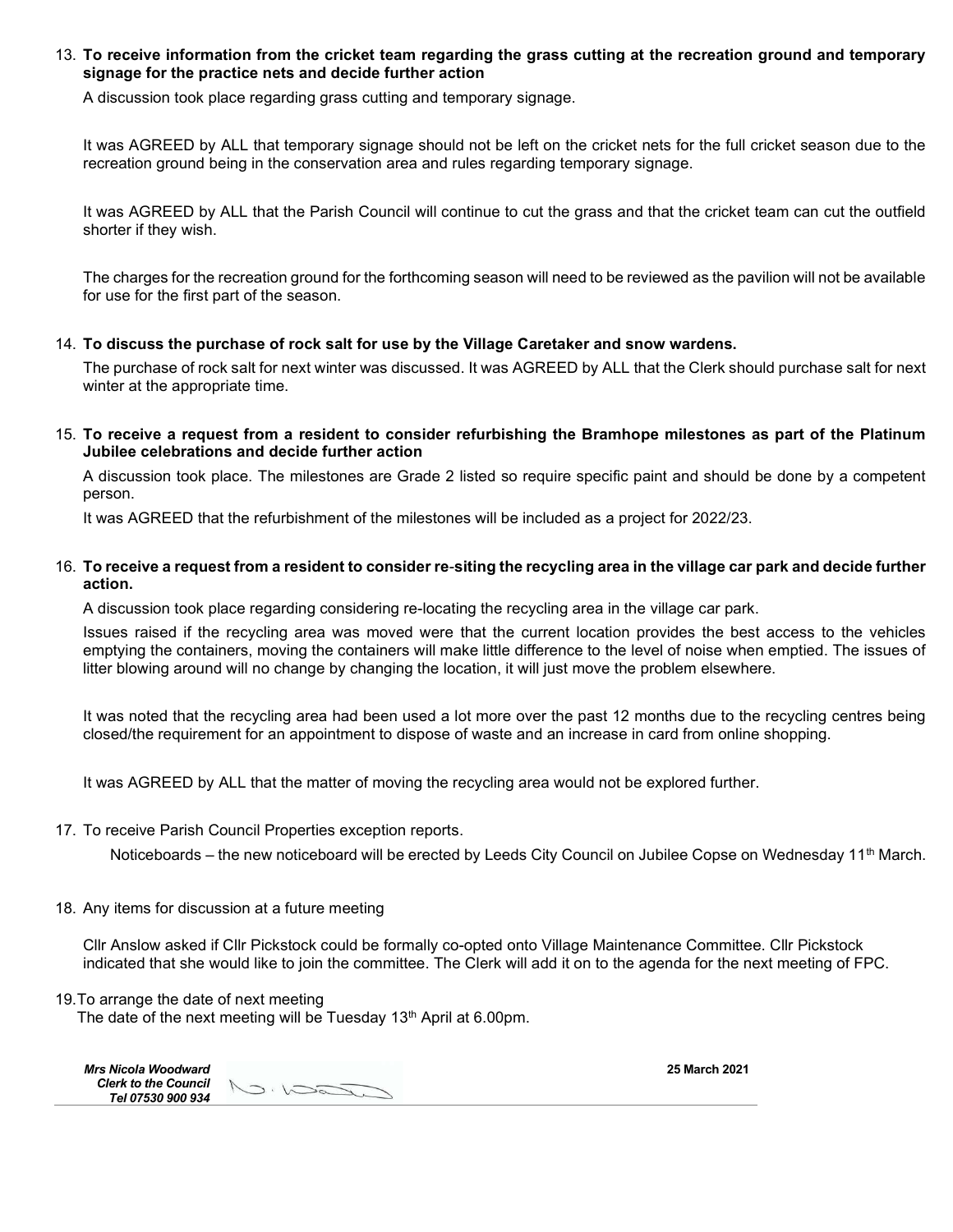13. **To receive information from the cricket team regarding the grass cutting at the recreation ground and temporary signage for the practice nets and decide further action**

    A discussion took place regarding grass cutting and temporary signage.

    It was AGREED by ALL that temporary signage should not be left on the cricket nets for the full cricket season due to the recreation ground being in the conservation area and rules regarding temporary signage.

    It was AGREED by ALL that the Parish Council will continue to cut the grass and that the cricket team can cut the outfield shorter if they wish.

    The charges for the recreation ground for the forthcoming season will need to be reviewed as the pavilion will not be available for use for the first part of the season.

14. **To discuss the purchase of rock salt for use by the Village Caretaker and snow wardens.**

    The purchase of rock salt for next winter was discussed. It was AGREED by ALL that the Clerk should purchase salt for next winter at the appropriate time.

15. **To receive a request from a resident to consider refurbishing the Bramhope milestones as part of the Platinum Jubilee celebrations and decide further action**

    A discussion took place. The milestones are Grade 2 listed so require specific paint and should be done by a competent person.

    It was AGREED that the refurbishment of the milestones will be included as a project for 2022/23.

16. **To receive a request from a resident to consider re-siting the recycling area in the village car park and decide further action.**

    A discussion took place regarding considering re-locating the recycling area in the village car park.

    Issues raised if the recycling area was moved were that the current location provides the best access to the vehicles emptying the containers, moving the containers will make little difference to the level of noise when emptied. The issues of litter blowing around will no change by changing the location, it will just move the problem elsewhere.

    It was noted that the recycling area had been used a lot more over the past 12 months due to the recycling centres being closed/the requirement for an appointment to dispose of waste and an increase in card from online shopping.

    It was AGREED by ALL that the matter of moving the recycling area would not be explored further.

17. To receive Parish Council Properties exception reports.

    Noticeboards – the new noticeboard will be erected by Leeds City Council on Jubilee Copse on Wednesday 11th March.

18. Any items for discussion at a future meeting

    Cllr Anslow asked if Cllr Pickstock could be formally co-opted onto Village Maintenance Committee. Cllr Pickstock indicated that she would like to join the committee. The Clerk will add it on to the agenda for the next meeting of FPC.

19. To arrange the date of next meeting

    The date of the next meeting will be Tuesday 13th April at 6.00pm.

***Mrs Nicola Woodward***
***Clerk to the Council***
***Tel 07530 900 934***

**25 March 2021**